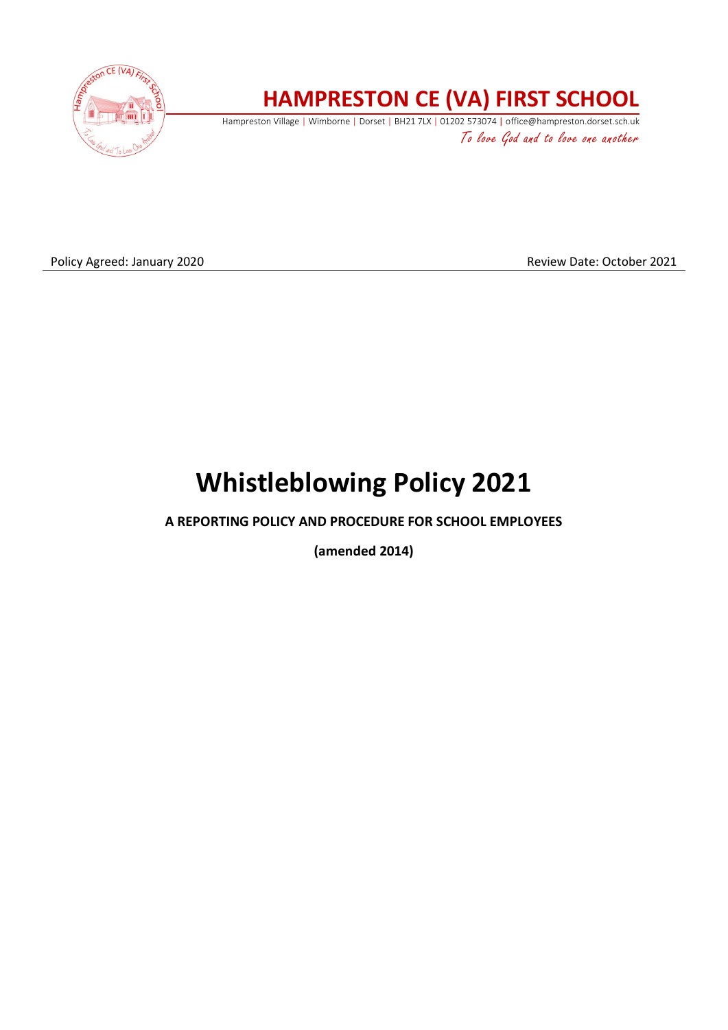# HAMPRESTON CE (VA) FIRST SCHOOL

Hampreston Village | Wimborne | Dorset | BH21 7LX | 01202 573074 | office@hampreston.dorset.sch.uk

*To love God and to love one another*

Policy Agreed: January 2020 Review Date: October 2021

# Whistleblowing Policy 2021

**A REPORTING POLICY AND PROCEDURE FOR SCHOOL EMPLOYEES**

**(amended 2014)**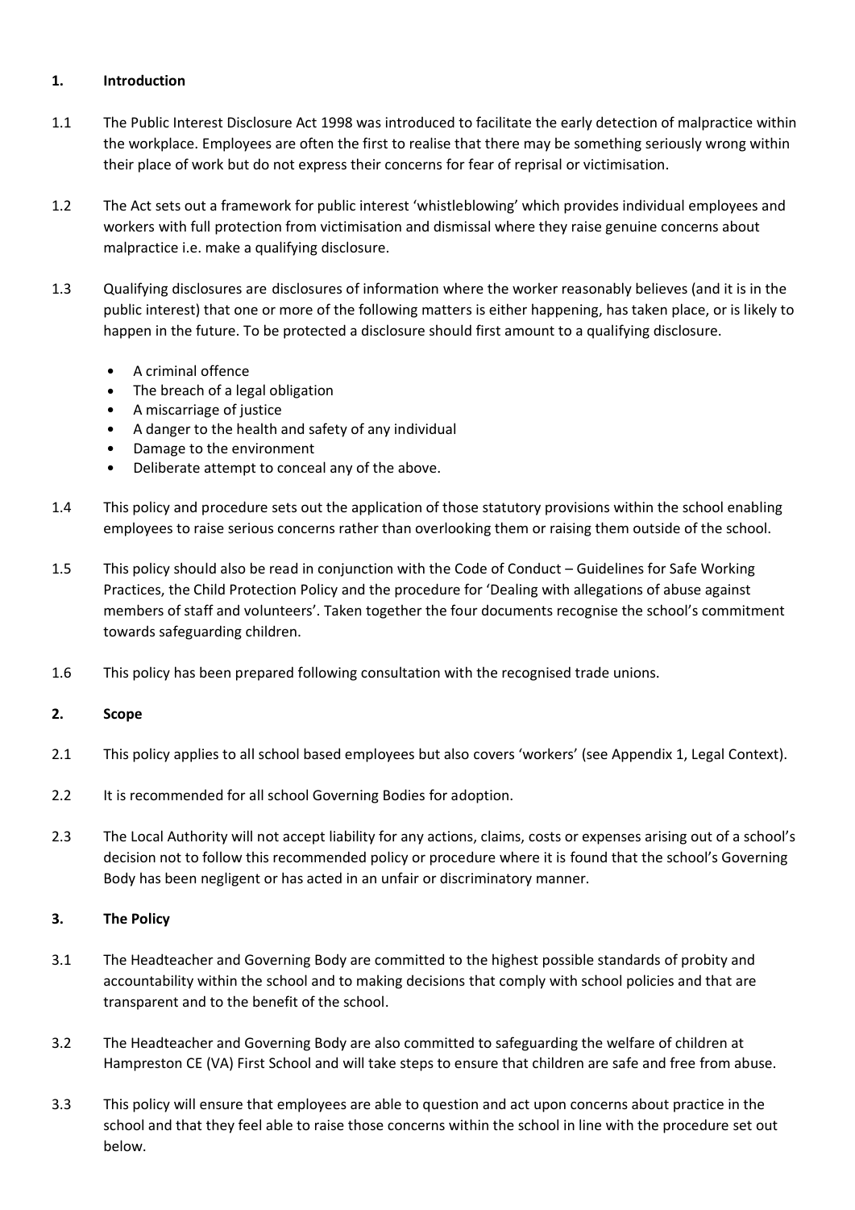## 1. Introduction

1.1 The Public Interest Disclosure Act 1998 was introduced to facilitate the early detection of malpractice within the workplace. Employees are often the first to realise that there may be something seriously wrong within their place of work but do not express their concerns for fear of reprisal or victimisation.

1.2 The Act sets out a framework for public interest 'whistleblowing' which provides individual employees and workers with full protection from victimisation and dismissal where they raise genuine concerns about malpractice i.e. make a qualifying disclosure.

1.3 Qualifying disclosures are disclosures of information where the worker reasonably believes (and it is in the public interest) that one or more of the following matters is either happening, has taken place, or is likely to happen in the future. To be protected a disclosure should first amount to a qualifying disclosure.

- A criminal offence
- The breach of a legal obligation
- A miscarriage of justice
- A danger to the health and safety of any individual
- Damage to the environment
- Deliberate attempt to conceal any of the above.

1.4 This policy and procedure sets out the application of those statutory provisions within the school enabling employees to raise serious concerns rather than overlooking them or raising them outside of the school.

1.5 This policy should also be read in conjunction with the Code of Conduct – Guidelines for Safe Working Practices, the Child Protection Policy and the procedure for 'Dealing with allegations of abuse against members of staff and volunteers'. Taken together the four documents recognise the school's commitment towards safeguarding children.

1.6 This policy has been prepared following consultation with the recognised trade unions.

## 2. Scope

2.1 This policy applies to all school based employees but also covers 'workers' (see Appendix 1, Legal Context).

2.2 It is recommended for all school Governing Bodies for adoption.

2.3 The Local Authority will not accept liability for any actions, claims, costs or expenses arising out of a school's decision not to follow this recommended policy or procedure where it is found that the school's Governing Body has been negligent or has acted in an unfair or discriminatory manner.

## 3. The Policy

3.1 The Headteacher and Governing Body are committed to the highest possible standards of probity and accountability within the school and to making decisions that comply with school policies and that are transparent and to the benefit of the school.

3.2 The Headteacher and Governing Body are also committed to safeguarding the welfare of children at Hampreston CE (VA) First School and will take steps to ensure that children are safe and free from abuse.

3.3 This policy will ensure that employees are able to question and act upon concerns about practice in the school and that they feel able to raise those concerns within the school in line with the procedure set out below.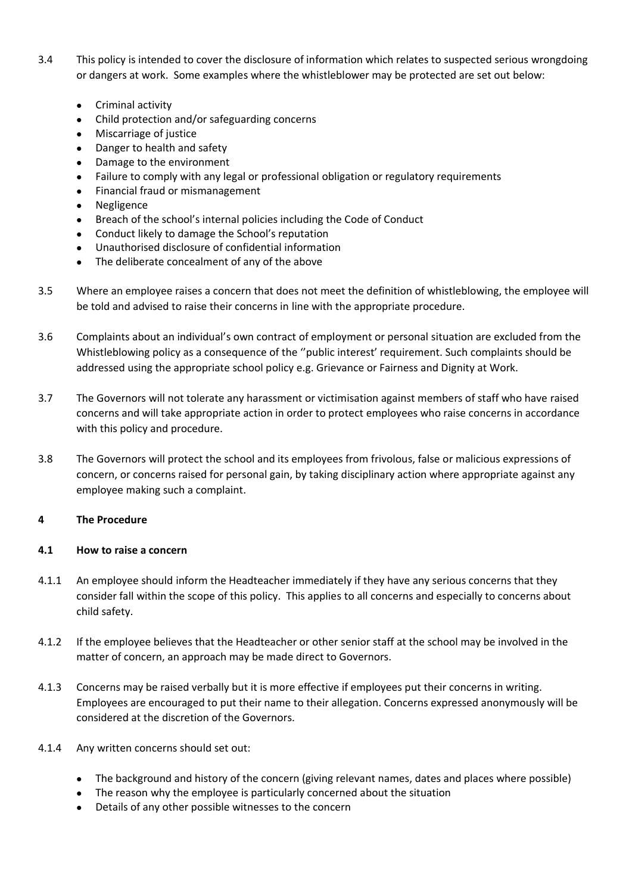3.4 This policy is intended to cover the disclosure of information which relates to suspected serious wrongdoing or dangers at work. Some examples where the whistleblower may be protected are set out below:

- Criminal activity
- Child protection and/or safeguarding concerns
- Miscarriage of justice
- Danger to health and safety
- Damage to the environment
- Failure to comply with any legal or professional obligation or regulatory requirements
- Financial fraud or mismanagement
- Negligence
- Breach of the school's internal policies including the Code of Conduct
- Conduct likely to damage the School's reputation
- Unauthorised disclosure of confidential information
- The deliberate concealment of any of the above

3.5 Where an employee raises a concern that does not meet the definition of whistleblowing, the employee will be told and advised to raise their concerns in line with the appropriate procedure.

3.6 Complaints about an individual's own contract of employment or personal situation are excluded from the Whistleblowing policy as a consequence of the ''public interest' requirement. Such complaints should be addressed using the appropriate school policy e.g. Grievance or Fairness and Dignity at Work.

3.7 The Governors will not tolerate any harassment or victimisation against members of staff who have raised concerns and will take appropriate action in order to protect employees who raise concerns in accordance with this policy and procedure.

3.8 The Governors will protect the school and its employees from frivolous, false or malicious expressions of concern, or concerns raised for personal gain, by taking disciplinary action where appropriate against any employee making such a complaint.

## 4 The Procedure

### 4.1 How to raise a concern

4.1.1 An employee should inform the Headteacher immediately if they have any serious concerns that they consider fall within the scope of this policy. This applies to all concerns and especially to concerns about child safety.

4.1.2 If the employee believes that the Headteacher or other senior staff at the school may be involved in the matter of concern, an approach may be made direct to Governors.

4.1.3 Concerns may be raised verbally but it is more effective if employees put their concerns in writing. Employees are encouraged to put their name to their allegation. Concerns expressed anonymously will be considered at the discretion of the Governors.

4.1.4 Any written concerns should set out:

- The background and history of the concern (giving relevant names, dates and places where possible)
- The reason why the employee is particularly concerned about the situation
- Details of any other possible witnesses to the concern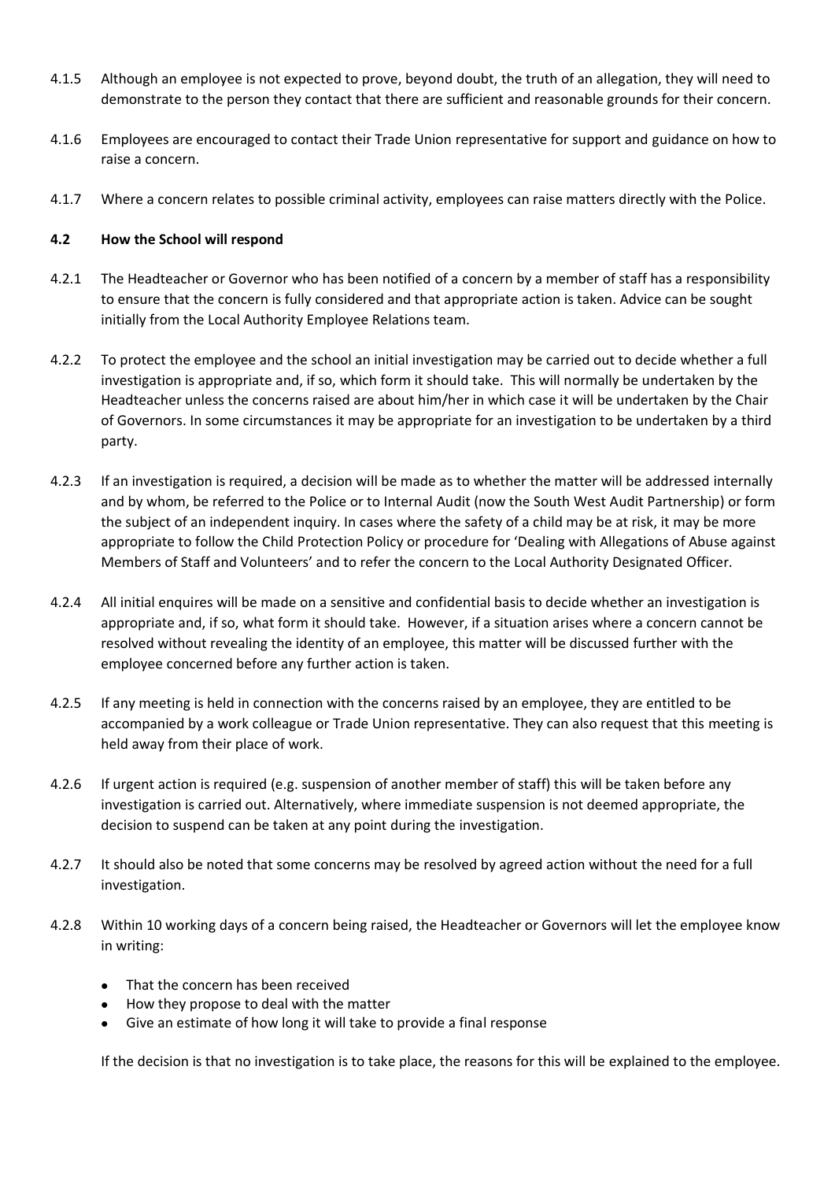4.1.5 Although an employee is not expected to prove, beyond doubt, the truth of an allegation, they will need to demonstrate to the person they contact that there are sufficient and reasonable grounds for their concern.

4.1.6 Employees are encouraged to contact their Trade Union representative for support and guidance on how to raise a concern.

4.1.7 Where a concern relates to possible criminal activity, employees can raise matters directly with the Police.

**4.2 How the School will respond**

4.2.1 The Headteacher or Governor who has been notified of a concern by a member of staff has a responsibility to ensure that the concern is fully considered and that appropriate action is taken. Advice can be sought initially from the Local Authority Employee Relations team.

4.2.2 To protect the employee and the school an initial investigation may be carried out to decide whether a full investigation is appropriate and, if so, which form it should take. This will normally be undertaken by the Headteacher unless the concerns raised are about him/her in which case it will be undertaken by the Chair of Governors. In some circumstances it may be appropriate for an investigation to be undertaken by a third party.

4.2.3 If an investigation is required, a decision will be made as to whether the matter will be addressed internally and by whom, be referred to the Police or to Internal Audit (now the South West Audit Partnership) or form the subject of an independent inquiry. In cases where the safety of a child may be at risk, it may be more appropriate to follow the Child Protection Policy or procedure for 'Dealing with Allegations of Abuse against Members of Staff and Volunteers' and to refer the concern to the Local Authority Designated Officer.

4.2.4 All initial enquires will be made on a sensitive and confidential basis to decide whether an investigation is appropriate and, if so, what form it should take. However, if a situation arises where a concern cannot be resolved without revealing the identity of an employee, this matter will be discussed further with the employee concerned before any further action is taken.

4.2.5 If any meeting is held in connection with the concerns raised by an employee, they are entitled to be accompanied by a work colleague or Trade Union representative. They can also request that this meeting is held away from their place of work.

4.2.6 If urgent action is required (e.g. suspension of another member of staff) this will be taken before any investigation is carried out. Alternatively, where immediate suspension is not deemed appropriate, the decision to suspend can be taken at any point during the investigation.

4.2.7 It should also be noted that some concerns may be resolved by agreed action without the need for a full investigation.

4.2.8 Within 10 working days of a concern being raised, the Headteacher or Governors will let the employee know in writing:

- That the concern has been received
- How they propose to deal with the matter
- Give an estimate of how long it will take to provide a final response

If the decision is that no investigation is to take place, the reasons for this will be explained to the employee.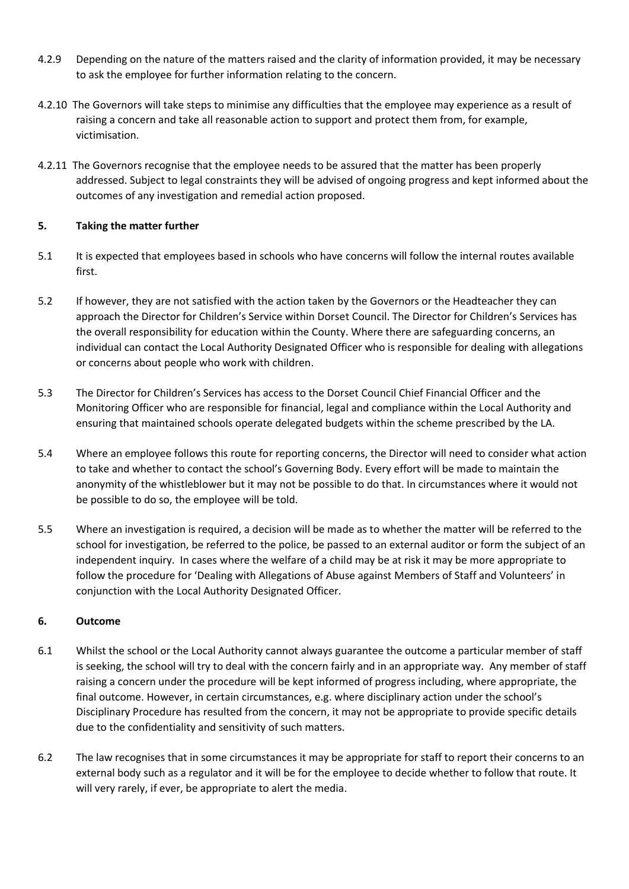4.2.9 Depending on the nature of the matters raised and the clarity of information provided, it may be necessary to ask the employee for further information relating to the concern.

4.2.10 The Governors will take steps to minimise any difficulties that the employee may experience as a result of raising a concern and take all reasonable action to support and protect them from, for example, victimisation.

4.2.11 The Governors recognise that the employee needs to be assured that the matter has been properly addressed. Subject to legal constraints they will be advised of ongoing progress and kept informed about the outcomes of any investigation and remedial action proposed.

## 5. Taking the matter further

5.1 It is expected that employees based in schools who have concerns will follow the internal routes available first.

5.2 If however, they are not satisfied with the action taken by the Governors or the Headteacher they can approach the Director for Children's Service within Dorset Council. The Director for Children's Services has the overall responsibility for education within the County. Where there are safeguarding concerns, an individual can contact the Local Authority Designated Officer who is responsible for dealing with allegations or concerns about people who work with children.

5.3 The Director for Children's Services has access to the Dorset Council Chief Financial Officer and the Monitoring Officer who are responsible for financial, legal and compliance within the Local Authority and ensuring that maintained schools operate delegated budgets within the scheme prescribed by the LA.

5.4 Where an employee follows this route for reporting concerns, the Director will need to consider what action to take and whether to contact the school's Governing Body. Every effort will be made to maintain the anonymity of the whistleblower but it may not be possible to do that. In circumstances where it would not be possible to do so, the employee will be told.

5.5 Where an investigation is required, a decision will be made as to whether the matter will be referred to the school for investigation, be referred to the police, be passed to an external auditor or form the subject of an independent inquiry. In cases where the welfare of a child may be at risk it may be more appropriate to follow the procedure for 'Dealing with Allegations of Abuse against Members of Staff and Volunteers' in conjunction with the Local Authority Designated Officer.

## 6. Outcome

6.1 Whilst the school or the Local Authority cannot always guarantee the outcome a particular member of staff is seeking, the school will try to deal with the concern fairly and in an appropriate way. Any member of staff raising a concern under the procedure will be kept informed of progress including, where appropriate, the final outcome. However, in certain circumstances, e.g. where disciplinary action under the school's Disciplinary Procedure has resulted from the concern, it may not be appropriate to provide specific details due to the confidentiality and sensitivity of such matters.

6.2 The law recognises that in some circumstances it may be appropriate for staff to report their concerns to an external body such as a regulator and it will be for the employee to decide whether to follow that route. It will very rarely, if ever, be appropriate to alert the media.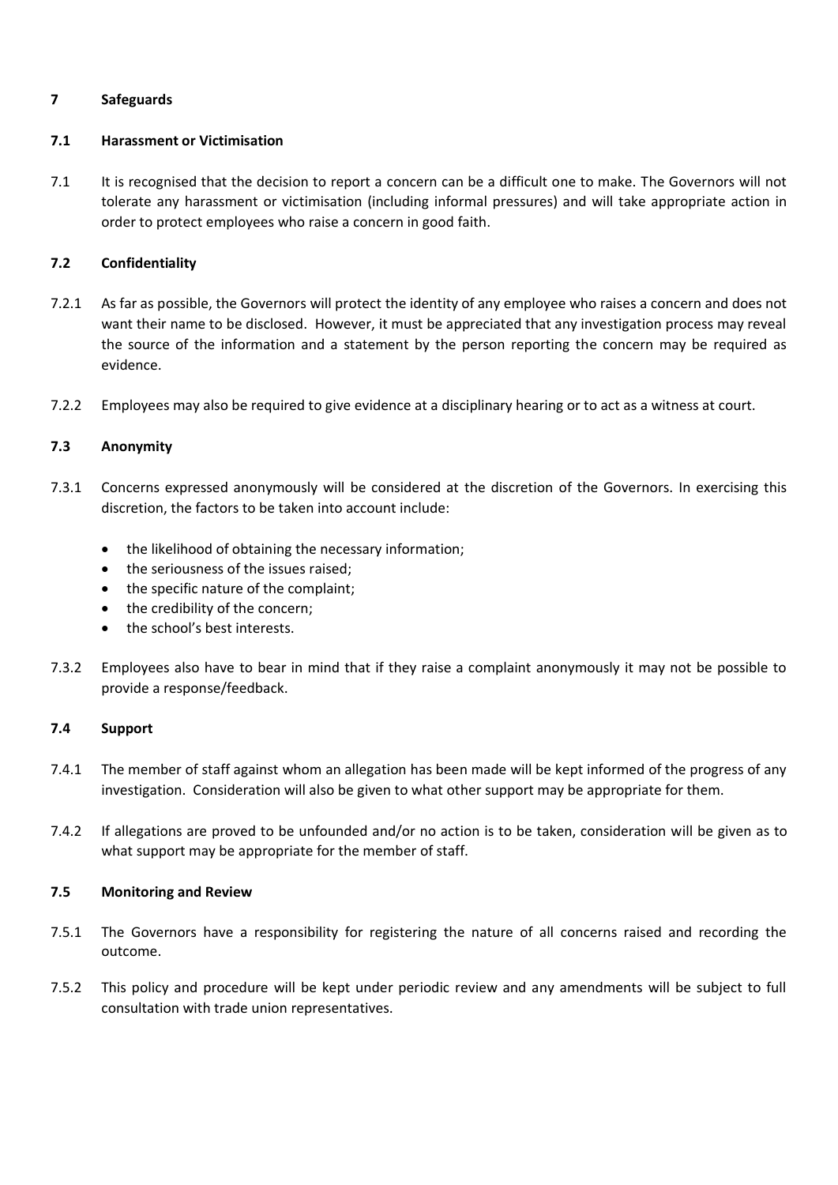## 7 Safeguards

### 7.1 Harassment or Victimisation

7.1 It is recognised that the decision to report a concern can be a difficult one to make. The Governors will not tolerate any harassment or victimisation (including informal pressures) and will take appropriate action in order to protect employees who raise a concern in good faith.

### 7.2 Confidentiality

7.2.1 As far as possible, the Governors will protect the identity of any employee who raises a concern and does not want their name to be disclosed. However, it must be appreciated that any investigation process may reveal the source of the information and a statement by the person reporting the concern may be required as evidence.

7.2.2 Employees may also be required to give evidence at a disciplinary hearing or to act as a witness at court.

### 7.3 Anonymity

7.3.1 Concerns expressed anonymously will be considered at the discretion of the Governors. In exercising this discretion, the factors to be taken into account include:

- the likelihood of obtaining the necessary information;
- the seriousness of the issues raised;
- the specific nature of the complaint;
- the credibility of the concern;
- the school's best interests.

7.3.2 Employees also have to bear in mind that if they raise a complaint anonymously it may not be possible to provide a response/feedback.

### 7.4 Support

7.4.1 The member of staff against whom an allegation has been made will be kept informed of the progress of any investigation. Consideration will also be given to what other support may be appropriate for them.

7.4.2 If allegations are proved to be unfounded and/or no action is to be taken, consideration will be given as to what support may be appropriate for the member of staff.

### 7.5 Monitoring and Review

7.5.1 The Governors have a responsibility for registering the nature of all concerns raised and recording the outcome.

7.5.2 This policy and procedure will be kept under periodic review and any amendments will be subject to full consultation with trade union representatives.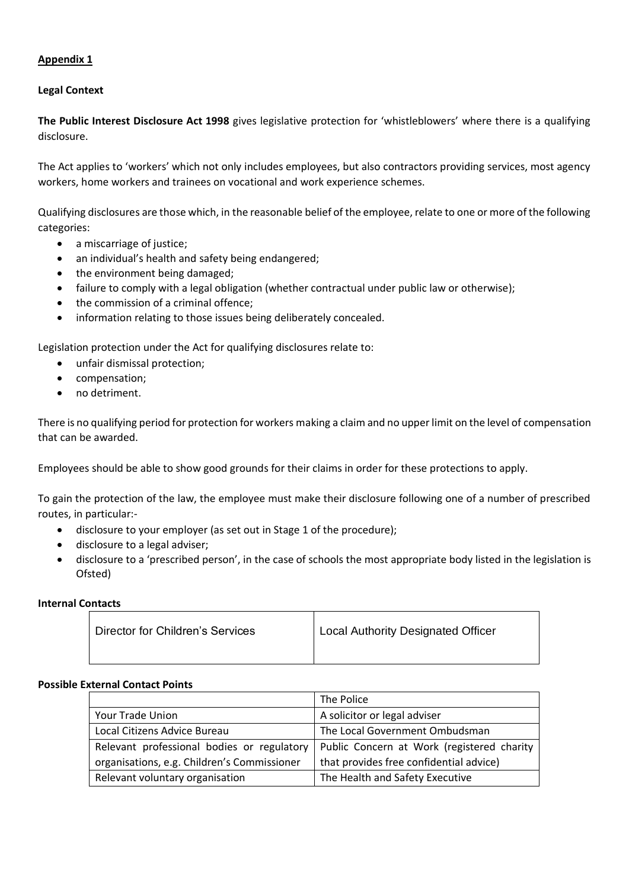**Appendix 1**

**Legal Context**

**The Public Interest Disclosure Act 1998** gives legislative protection for 'whistleblowers' where there is a qualifying disclosure.

The Act applies to 'workers' which not only includes employees, but also contractors providing services, most agency workers, home workers and trainees on vocational and work experience schemes.

Qualifying disclosures are those which, in the reasonable belief of the employee, relate to one or more of the following categories:

- a miscarriage of justice;
- an individual's health and safety being endangered;
- the environment being damaged;
- failure to comply with a legal obligation (whether contractual under public law or otherwise);
- the commission of a criminal offence;
- information relating to those issues being deliberately concealed.

Legislation protection under the Act for qualifying disclosures relate to:

- unfair dismissal protection;
- compensation;
- no detriment.

There is no qualifying period for protection for workers making a claim and no upper limit on the level of compensation that can be awarded.

Employees should be able to show good grounds for their claims in order for these protections to apply.

To gain the protection of the law, the employee must make their disclosure following one of a number of prescribed routes, in particular:-

- disclosure to your employer (as set out in Stage 1 of the procedure);
- disclosure to a legal adviser;
- disclosure to a 'prescribed person', in the case of schools the most appropriate body listed in the legislation is Ofsted)

**Internal Contacts**

| | |
|---|---|
| Director for Children's Services | Local Authority Designated Officer |

**Possible External Contact Points**

| | |
|---|---|
| | The Police |
| Your Trade Union | A solicitor or legal adviser |
| Local Citizens Advice Bureau | The Local Government Ombudsman |
| Relevant professional bodies or regulatory organisations, e.g. Children's Commissioner | Public Concern at Work (registered charity that provides free confidential advice) |
| Relevant voluntary organisation | The Health and Safety Executive |